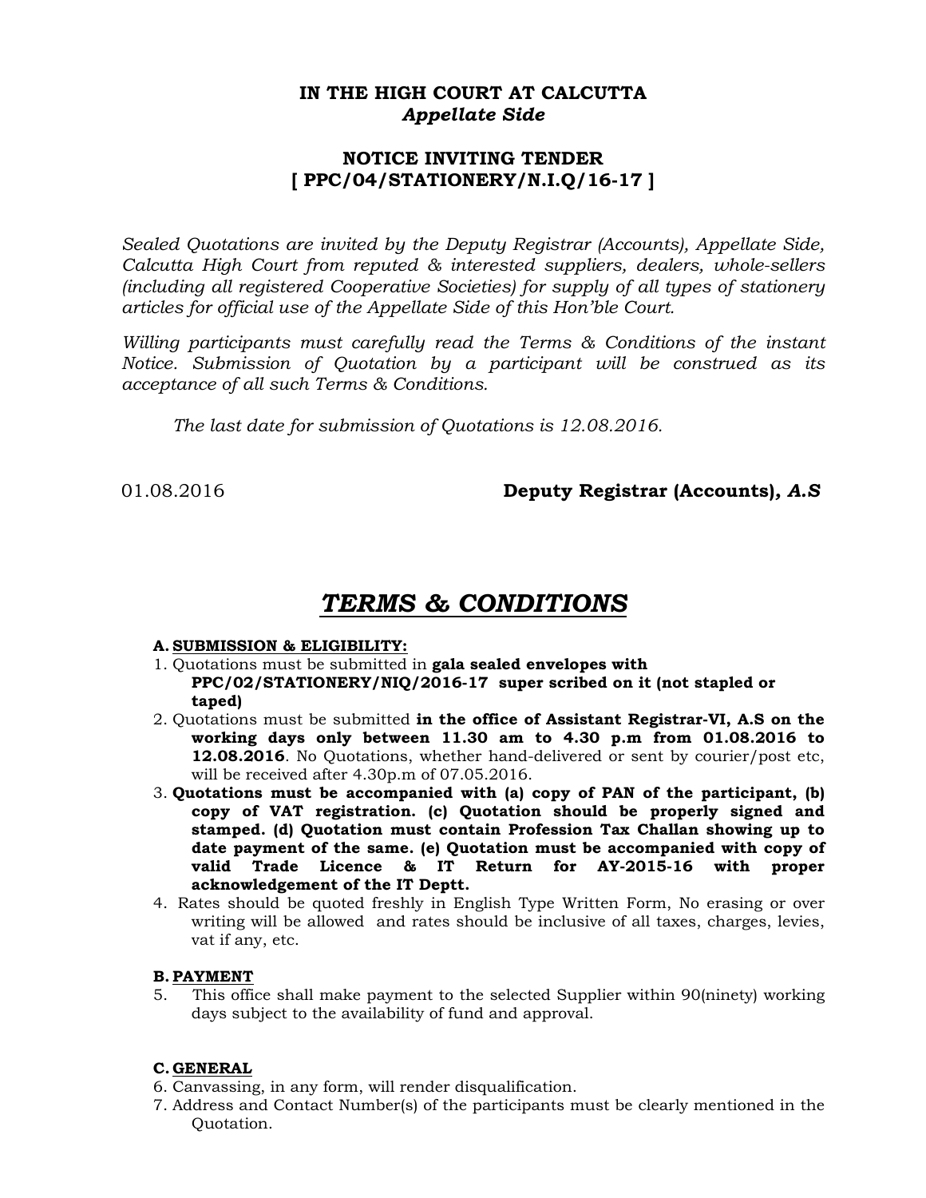**IN THE HIGH COURT AT CALCUTTA**
***Appellate Side***

**NOTICE INVITING TENDER**
**[ PPC/04/STATIONERY/N.I.Q/16-17 ]**

*Sealed Quotations are invited by the Deputy Registrar (Accounts), Appellate Side, Calcutta High Court from reputed & interested suppliers, dealers, whole-sellers (including all registered Cooperative Societies) for supply of all types of stationery articles for official use of the Appellate Side of this Hon'ble Court.*

*Willing participants must carefully read the Terms & Conditions of the instant Notice. Submission of Quotation by a participant will be construed as its acceptance of all such Terms & Conditions.*

*The last date for submission of Quotations is 12.08.2016.*

01.08.2016 **Deputy Registrar (Accounts),** ***A.S***

# ***TERMS & CONDITIONS***

**A. SUBMISSION & ELIGIBILITY:**

1. Quotations must be submitted in **gala sealed envelopes with PPC/02/STATIONERY/NIQ/2016-17 super scribed on it (not stapled or taped)**
2. Quotations must be submitted **in the office of Assistant Registrar-VI, A.S on the working days only between 11.30 am to 4.30 p.m from 01.08.2016 to 12.08.2016**. No Quotations, whether hand-delivered or sent by courier/post etc, will be received after 4.30p.m of 07.05.2016.
3. **Quotations must be accompanied with (a) copy of PAN of the participant, (b) copy of VAT registration. (c) Quotation should be properly signed and stamped. (d) Quotation must contain Profession Tax Challan showing up to date payment of the same. (e) Quotation must be accompanied with copy of valid Trade Licence & IT Return for AY-2015-16 with proper acknowledgement of the IT Deptt.**
4. Rates should be quoted freshly in English Type Written Form, No erasing or over writing will be allowed and rates should be inclusive of all taxes, charges, levies, vat if any, etc.

**B. PAYMENT**

5. This office shall make payment to the selected Supplier within 90(ninety) working days subject to the availability of fund and approval.

**C. GENERAL**

6. Canvassing, in any form, will render disqualification.
7. Address and Contact Number(s) of the participants must be clearly mentioned in the Quotation.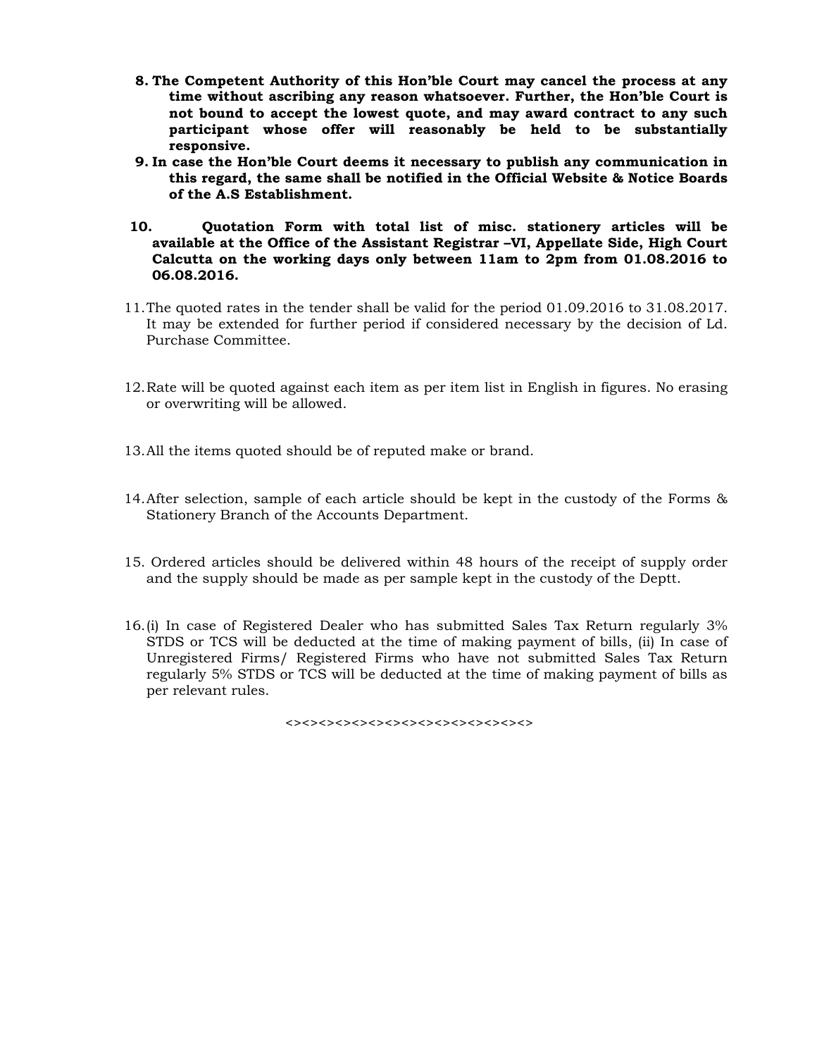8. **The Competent Authority of this Hon'ble Court may cancel the process at any time without ascribing any reason whatsoever. Further, the Hon'ble Court is not bound to accept the lowest quote, and may award contract to any such participant whose offer will reasonably be held to be substantially responsive.**
9. **In case the Hon'ble Court deems it necessary to publish any communication in this regard, the same shall be notified in the Official Website & Notice Boards of the A.S Establishment.**
10. **Quotation Form with total list of misc. stationery articles will be available at the Office of the Assistant Registrar –VI, Appellate Side, High Court Calcutta on the working days only between 11am to 2pm from 01.08.2016 to 06.08.2016.**
11. The quoted rates in the tender shall be valid for the period 01.09.2016 to 31.08.2017. It may be extended for further period if considered necessary by the decision of Ld. Purchase Committee.
12. Rate will be quoted against each item as per item list in English in figures. No erasing or overwriting will be allowed.
13. All the items quoted should be of reputed make or brand.
14. After selection, sample of each article should be kept in the custody of the Forms & Stationery Branch of the Accounts Department.
15. Ordered articles should be delivered within 48 hours of the receipt of supply order and the supply should be made as per sample kept in the custody of the Deptt.
16. (i) In case of Registered Dealer who has submitted Sales Tax Return regularly 3% STDS or TCS will be deducted at the time of making payment of bills, (ii) In case of Unregistered Firms/ Registered Firms who have not submitted Sales Tax Return regularly 5% STDS or TCS will be deducted at the time of making payment of bills as per relevant rules.

<><><><><><><><><><><><><><>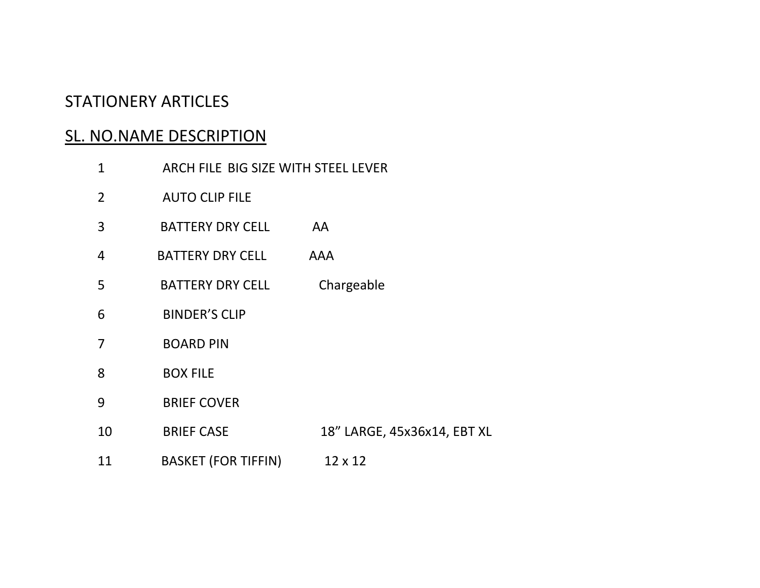STATIONERY ARTICLES

SL. NO.NAME DESCRIPTION

| SL. NO. | NAME | DESCRIPTION |
|---|---|---|
| 1 | ARCH FILE BIG SIZE WITH STEEL LEVER | |
| 2 | AUTO CLIP FILE | |
| 3 | BATTERY DRY CELL | AA |
| 4 | BATTERY DRY CELL | AAA |
| 5 | BATTERY DRY CELL | Chargeable |
| 6 | BINDER’S CLIP | |
| 7 | BOARD PIN | |
| 8 | BOX FILE | |
| 9 | BRIEF COVER | |
| 10 | BRIEF CASE | 18” LARGE, 45x36x14, EBT XL |
| 11 | BASKET (FOR TIFFIN) | 12 x 12 |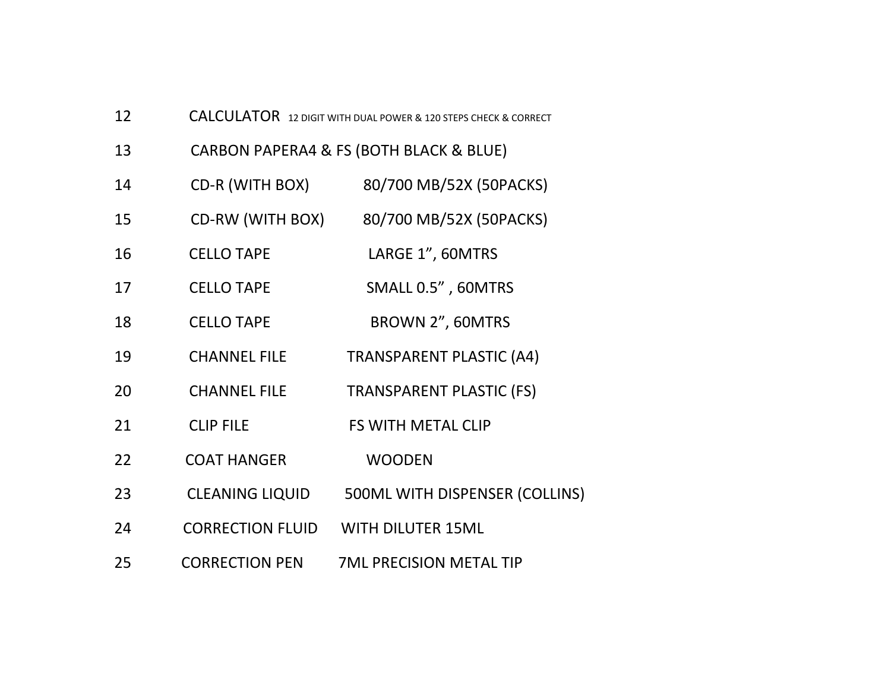| | | |
|---|---|---|
| 12 | CALCULATOR 12 DIGIT WITH DUAL POWER & 120 STEPS CHECK & CORRECT | |
| 13 | CARBON PAPERA4 & FS (BOTH BLACK & BLUE) | |
| 14 | CD-R (WITH BOX) | 80/700 MB/52X (50PACKS) |
| 15 | CD-RW (WITH BOX) | 80/700 MB/52X (50PACKS) |
| 16 | CELLO TAPE | LARGE 1”, 60MTRS |
| 17 | CELLO TAPE | SMALL 0.5” , 60MTRS |
| 18 | CELLO TAPE | BROWN 2”, 60MTRS |
| 19 | CHANNEL FILE | TRANSPARENT PLASTIC (A4) |
| 20 | CHANNEL FILE | TRANSPARENT PLASTIC (FS) |
| 21 | CLIP FILE | FS WITH METAL CLIP |
| 22 | COAT HANGER | WOODEN |
| 23 | CLEANING LIQUID | 500ML WITH DISPENSER (COLLINS) |
| 24 | CORRECTION FLUID | WITH DILUTER 15ML |
| 25 | CORRECTION PEN | 7ML PRECISION METAL TIP |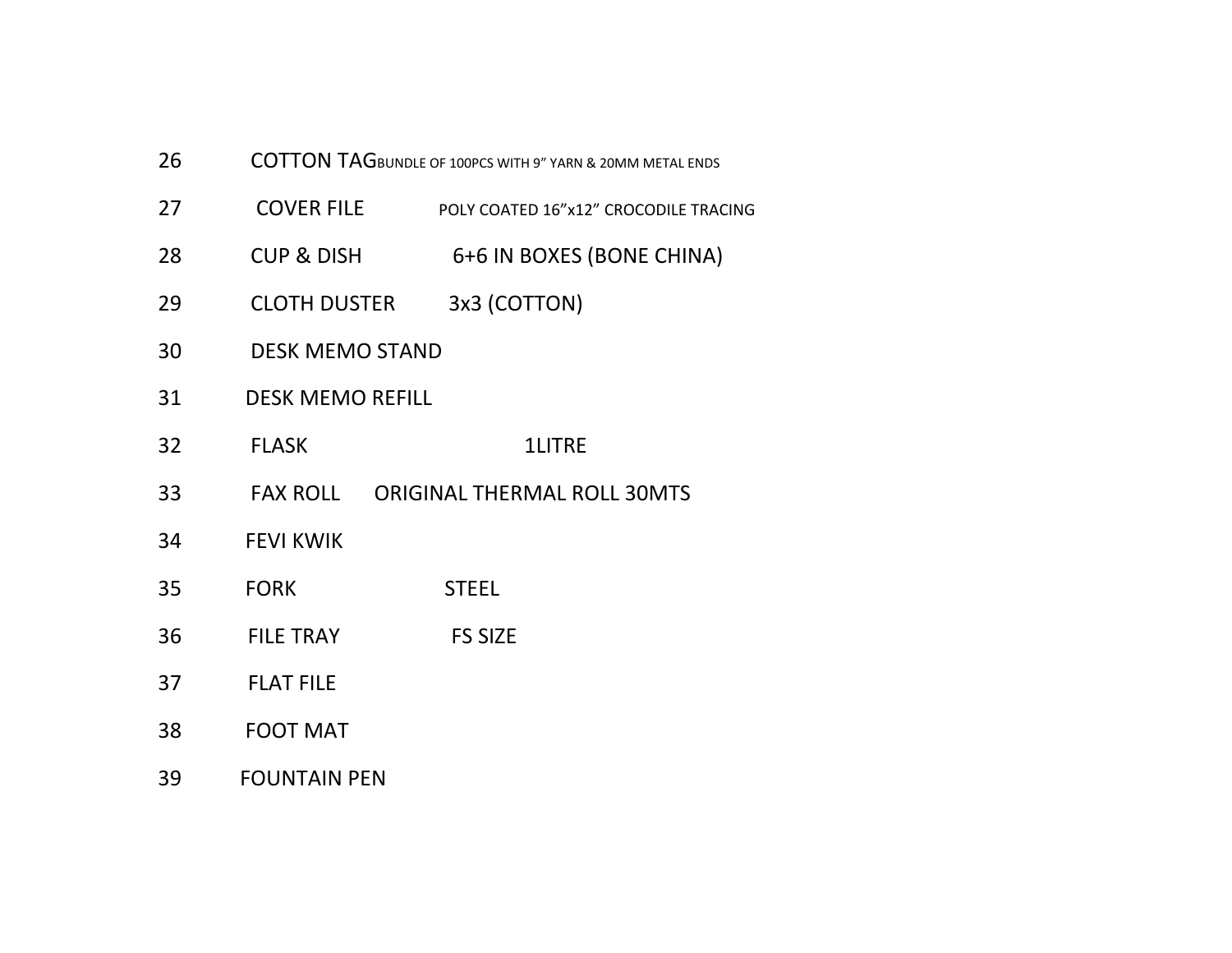| | | |
|---|---|---|
| 26 | COTTON TAG | BUNDLE OF 100PCS WITH 9” YARN & 20MM METAL ENDS |
| 27 | COVER FILE | POLY COATED 16”x12” CROCODILE TRACING |
| 28 | CUP & DISH | 6+6 IN BOXES (BONE CHINA) |
| 29 | CLOTH DUSTER | 3x3 (COTTON) |
| 30 | DESK MEMO STAND | |
| 31 | DESK MEMO REFILL | |
| 32 | FLASK | 1LITRE |
| 33 | FAX ROLL | ORIGINAL THERMAL ROLL 30MTS |
| 34 | FEVI KWIK | |
| 35 | FORK | STEEL |
| 36 | FILE TRAY | FS SIZE |
| 37 | FLAT FILE | |
| 38 | FOOT MAT | |
| 39 | FOUNTAIN PEN | |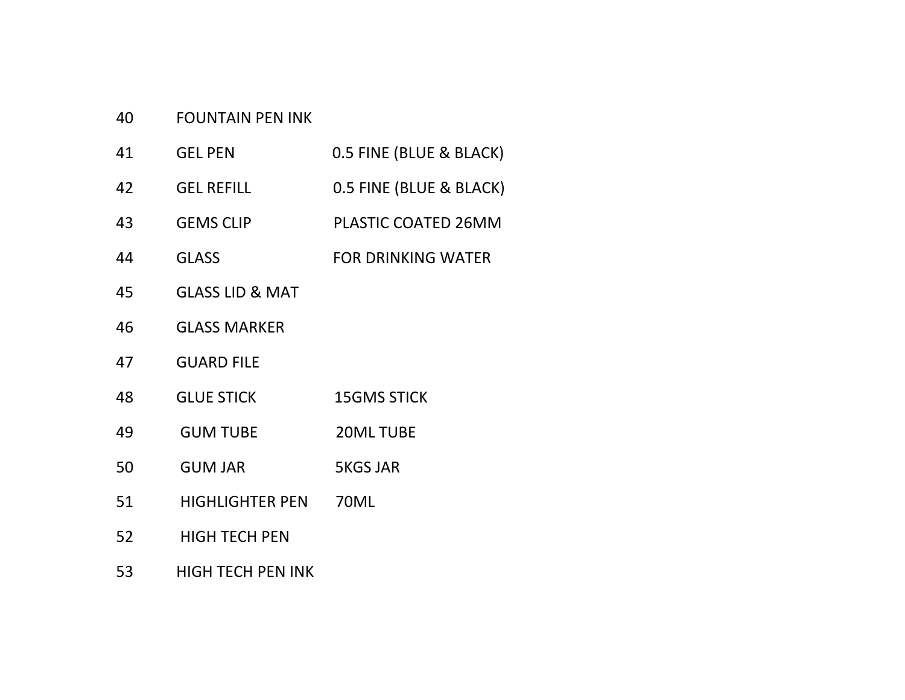| | | |
|---|---|---|
| 40 | FOUNTAIN PEN INK | |
| 41 | GEL PEN | 0.5 FINE (BLUE & BLACK) |
| 42 | GEL REFILL | 0.5 FINE (BLUE & BLACK) |
| 43 | GEMS CLIP | PLASTIC COATED 26MM |
| 44 | GLASS | FOR DRINKING WATER |
| 45 | GLASS LID & MAT | |
| 46 | GLASS MARKER | |
| 47 | GUARD FILE | |
| 48 | GLUE STICK | 15GMS STICK |
| 49 | GUM TUBE | 20ML TUBE |
| 50 | GUM JAR | 5KGS JAR |
| 51 | HIGHLIGHTER PEN | 70ML |
| 52 | HIGH TECH PEN | |
| 53 | HIGH TECH PEN INK | |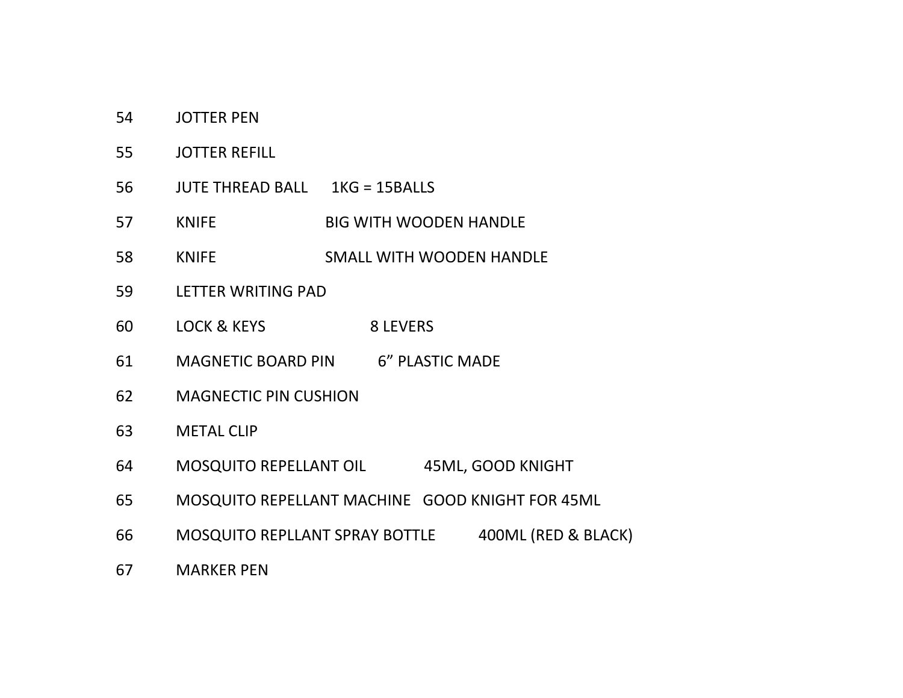| | | |
|---|---|---|
| 54 | JOTTER PEN | |
| 55 | JOTTER REFILL | |
| 56 | JUTE THREAD BALL | 1KG = 15BALLS |
| 57 | KNIFE | BIG WITH WOODEN HANDLE |
| 58 | KNIFE | SMALL WITH WOODEN HANDLE |
| 59 | LETTER WRITING PAD | |
| 60 | LOCK & KEYS | 8 LEVERS |
| 61 | MAGNETIC BOARD PIN | 6" PLASTIC MADE |
| 62 | MAGNECTIC PIN CUSHION | |
| 63 | METAL CLIP | |
| 64 | MOSQUITO REPELLANT OIL | 45ML, GOOD KNIGHT |
| 65 | MOSQUITO REPELLANT MACHINE | GOOD KNIGHT FOR 45ML |
| 66 | MOSQUITO REPLLANT SPRAY BOTTLE | 400ML (RED & BLACK) |
| 67 | MARKER PEN | |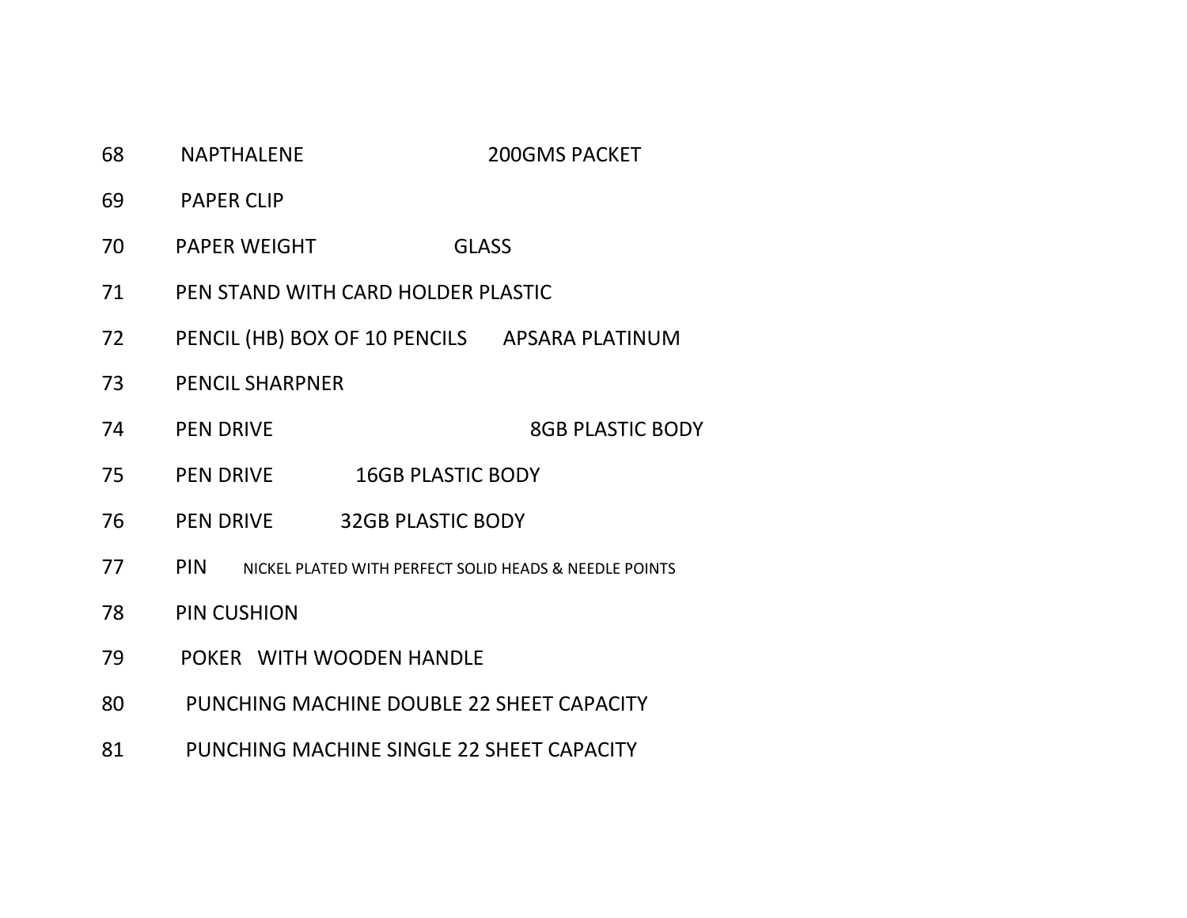| | | |
|---|---|---|
| 68 | NAPTHALENE | 200GMS PACKET |
| 69 | PAPER CLIP | |
| 70 | PAPER WEIGHT | GLASS |
| 71 | PEN STAND WITH CARD HOLDER PLASTIC | |
| 72 | PENCIL (HB) BOX OF 10 PENCILS | APSARA PLATINUM |
| 73 | PENCIL SHARPNER | |
| 74 | PEN DRIVE | 8GB PLASTIC BODY |
| 75 | PEN DRIVE | 16GB PLASTIC BODY |
| 76 | PEN DRIVE | 32GB PLASTIC BODY |
| 77 | PIN | NICKEL PLATED WITH PERFECT SOLID HEADS & NEEDLE POINTS |
| 78 | PIN CUSHION | |
| 79 | POKER WITH WOODEN HANDLE | |
| 80 | PUNCHING MACHINE DOUBLE 22 SHEET CAPACITY | |
| 81 | PUNCHING MACHINE SINGLE 22 SHEET CAPACITY | |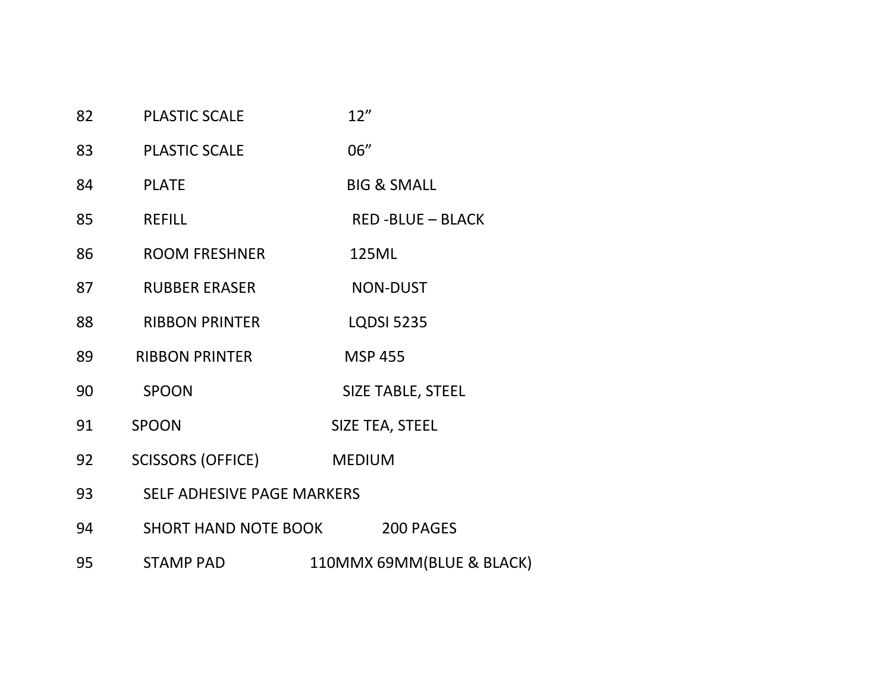| | | |
|---|---|---|
| 82 | PLASTIC SCALE | 12” |
| 83 | PLASTIC SCALE | 06” |
| 84 | PLATE | BIG & SMALL |
| 85 | REFILL | RED -BLUE – BLACK |
| 86 | ROOM FRESHNER | 125ML |
| 87 | RUBBER ERASER | NON-DUST |
| 88 | RIBBON PRINTER | LQDSI 5235 |
| 89 | RIBBON PRINTER | MSP 455 |
| 90 | SPOON | SIZE TABLE, STEEL |
| 91 | SPOON | SIZE TEA, STEEL |
| 92 | SCISSORS (OFFICE) | MEDIUM |
| 93 | SELF ADHESIVE PAGE MARKERS | |
| 94 | SHORT HAND NOTE BOOK | 200 PAGES |
| 95 | STAMP PAD | 110MMX 69MM(BLUE & BLACK) |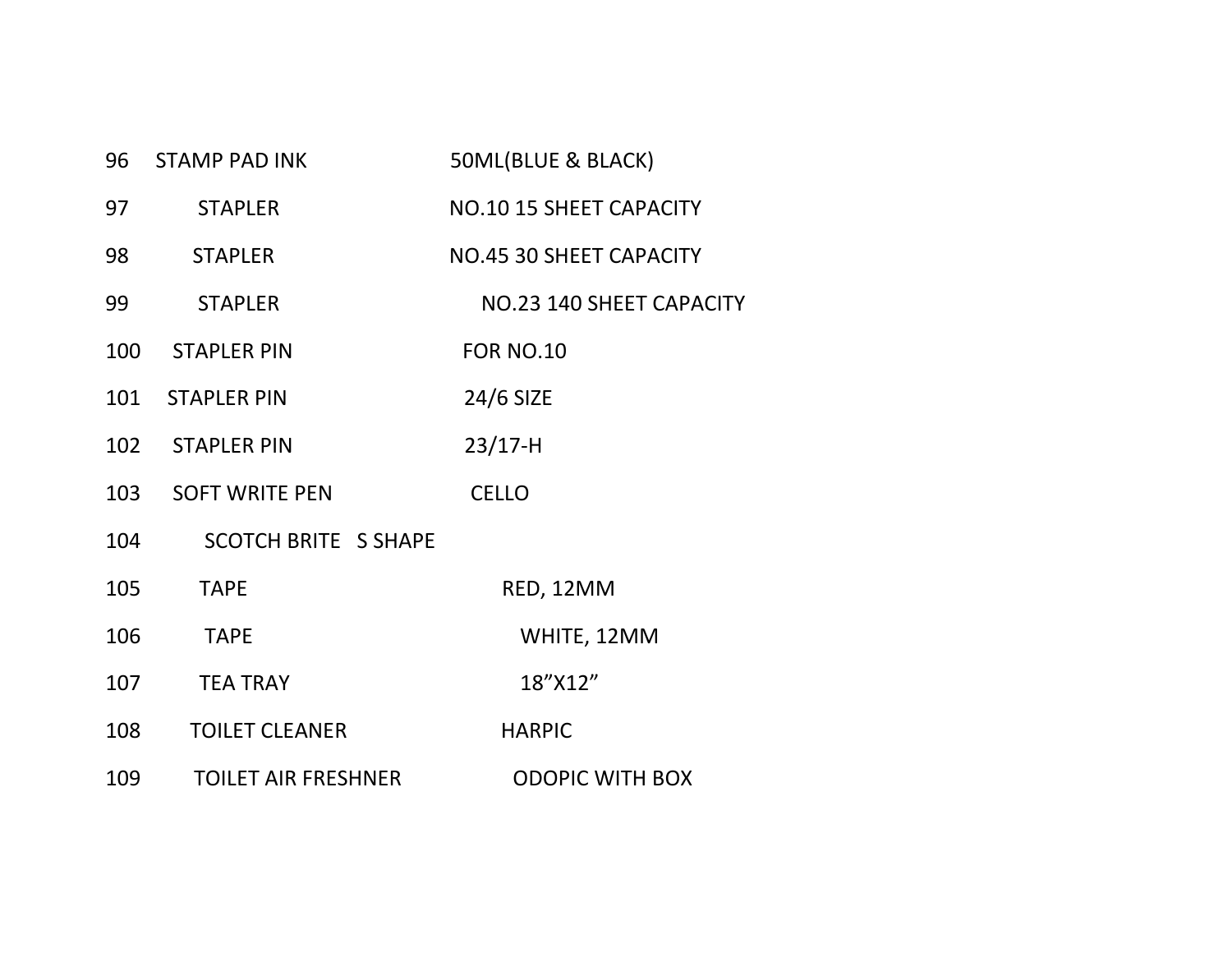| | | |
|---|---|---|
| 96 | STAMP PAD INK | 50ML(BLUE & BLACK) |
| 97 | STAPLER | NO.10 15 SHEET CAPACITY |
| 98 | STAPLER | NO.45 30 SHEET CAPACITY |
| 99 | STAPLER | NO.23 140 SHEET CAPACITY |
| 100 | STAPLER PIN | FOR NO.10 |
| 101 | STAPLER PIN | 24/6 SIZE |
| 102 | STAPLER PIN | 23/17-H |
| 103 | SOFT WRITE PEN | CELLO |
| 104 | SCOTCH BRITE S SHAPE | |
| 105 | TAPE | RED, 12MM |
| 106 | TAPE | WHITE, 12MM |
| 107 | TEA TRAY | 18”X12” |
| 108 | TOILET CLEANER | HARPIC |
| 109 | TOILET AIR FRESHNER | ODOPIC WITH BOX |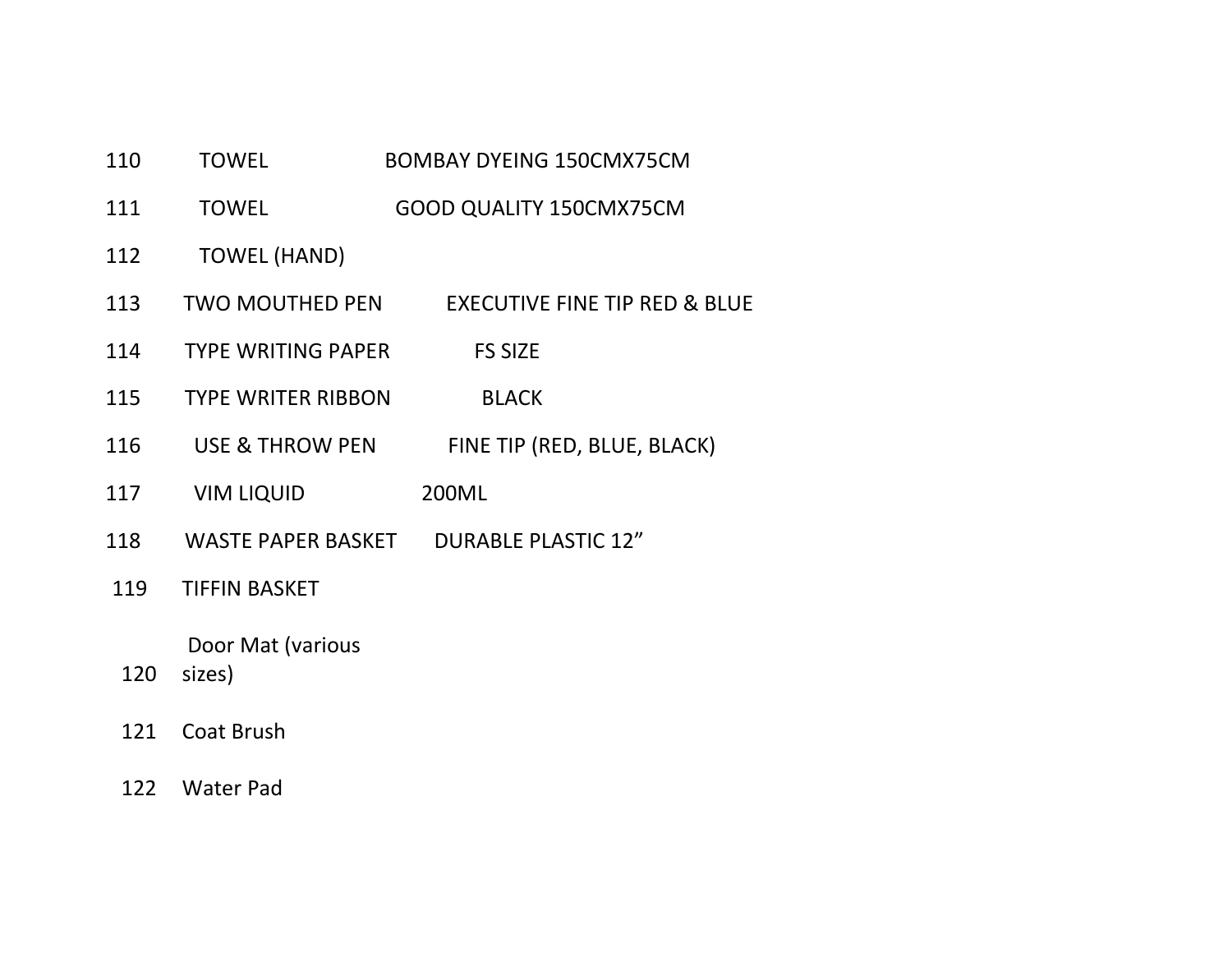| | | |
|---|---|---|
| 110 | TOWEL | BOMBAY DYEING 150CMX75CM |
| 111 | TOWEL | GOOD QUALITY 150CMX75CM |
| 112 | TOWEL (HAND) | |
| 113 | TWO MOUTHED PEN | EXECUTIVE FINE TIP RED & BLUE |
| 114 | TYPE WRITING PAPER | FS SIZE |
| 115 | TYPE WRITER RIBBON | BLACK |
| 116 | USE & THROW PEN | FINE TIP (RED, BLUE, BLACK) |
| 117 | VIM LIQUID | 200ML |
| 118 | WASTE PAPER BASKET | DURABLE PLASTIC 12” |
| 119 | TIFFIN BASKET | |
| 120 | Door Mat (various sizes) | |
| 121 | Coat Brush | |
| 122 | Water Pad | |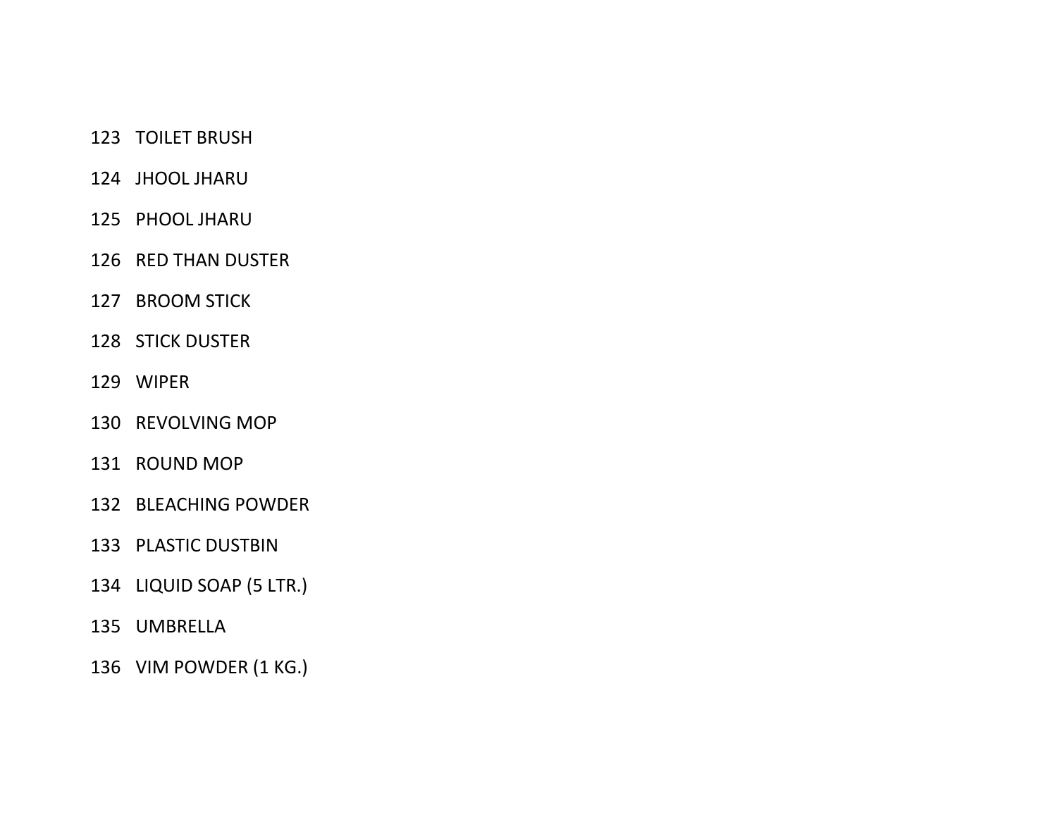123 TOILET BRUSH

124 JHOOL JHARU

125 PHOOL JHARU

126 RED THAN DUSTER

127 BROOM STICK

128 STICK DUSTER

129 WIPER

130 REVOLVING MOP

131 ROUND MOP

132 BLEACHING POWDER

133 PLASTIC DUSTBIN

134 LIQUID SOAP (5 LTR.)

135 UMBRELLA

136 VIM POWDER (1 KG.)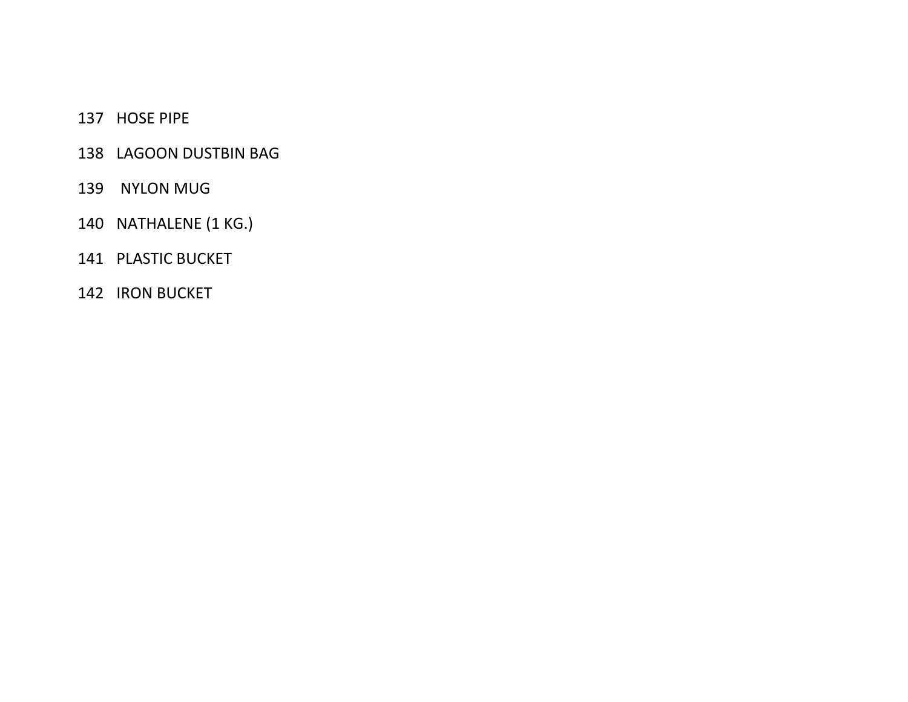| | |
|---|---|
| 137 | HOSE PIPE |
| 138 | LAGOON DUSTBIN BAG |
| 139 | NYLON MUG |
| 140 | NATHALENE (1 KG.) |
| 141 | PLASTIC BUCKET |
| 142 | IRON BUCKET |